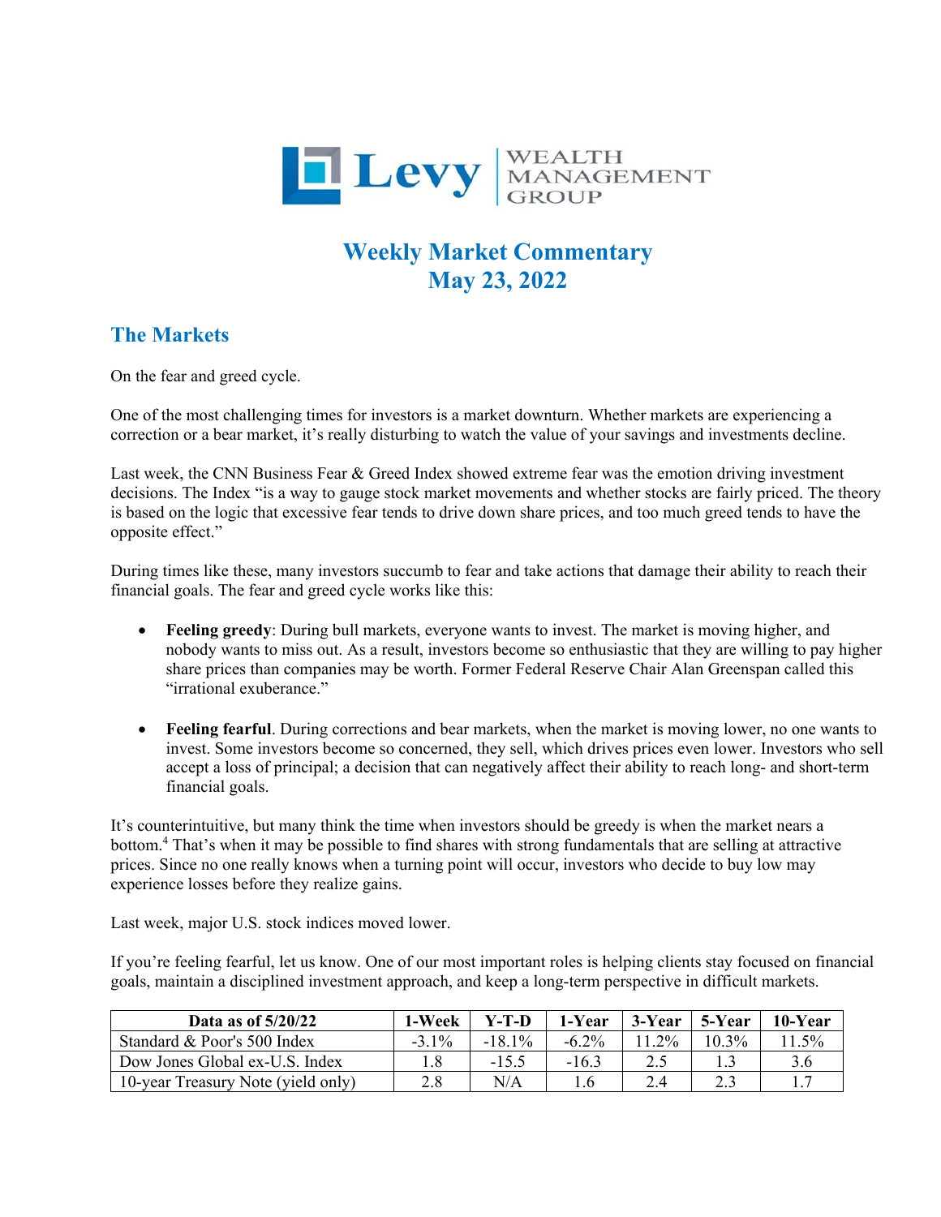# Levy WEALTH MANAGEMENT GROUP

## Weekly Market Commentary
## May 23, 2022

## The Markets

On the fear and greed cycle.

One of the most challenging times for investors is a market downturn. Whether markets are experiencing a correction or a bear market, it's really disturbing to watch the value of your savings and investments decline.

Last week, the CNN Business Fear & Greed Index showed extreme fear was the emotion driving investment decisions. The Index "is a way to gauge stock market movements and whether stocks are fairly priced. The theory is based on the logic that excessive fear tends to drive down share prices, and too much greed tends to have the opposite effect."

During times like these, many investors succumb to fear and take actions that damage their ability to reach their financial goals. The fear and greed cycle works like this:

- **Feeling greedy**: During bull markets, everyone wants to invest. The market is moving higher, and nobody wants to miss out. As a result, investors become so enthusiastic that they are willing to pay higher share prices than companies may be worth. Former Federal Reserve Chair Alan Greenspan called this "irrational exuberance."

- **Feeling fearful**. During corrections and bear markets, when the market is moving lower, no one wants to invest. Some investors become so concerned, they sell, which drives prices even lower. Investors who sell accept a loss of principal; a decision that can negatively affect their ability to reach long- and short-term financial goals.

It's counterintuitive, but many think the time when investors should be greedy is when the market nears a bottom.[4] That's when it may be possible to find shares with strong fundamentals that are selling at attractive prices. Since no one really knows when a turning point will occur, investors who decide to buy low may experience losses before they realize gains.

Last week, major U.S. stock indices moved lower.

If you're feeling fearful, let us know. One of our most important roles is helping clients stay focused on financial goals, maintain a disciplined investment approach, and keep a long-term perspective in difficult markets.

| Data as of 5/20/22 | 1-Week | Y-T-D | 1-Year | 3-Year | 5-Year | 10-Year |
|---|---|---|---|---|---|---|
| Standard & Poor's 500 Index | -3.1% | -18.1% | -6.2% | 11.2% | 10.3% | 11.5% |
| Dow Jones Global ex-U.S. Index | 1.8 | -15.5 | -16.3 | 2.5 | 1.3 | 3.6 |
| 10-year Treasury Note (yield only) | 2.8 | N/A | 1.6 | 2.4 | 2.3 | 1.7 |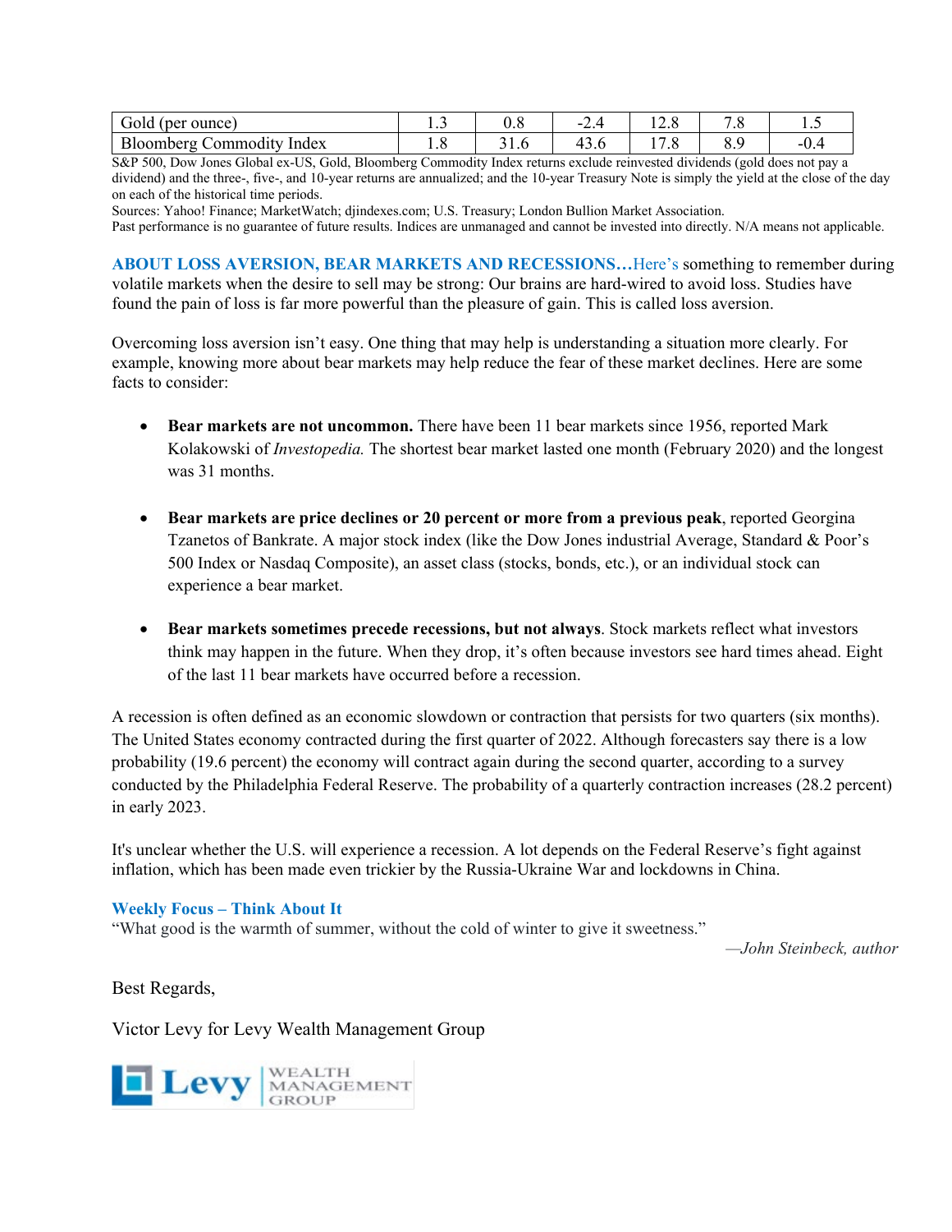| Gold (per ounce) | 1.3 | 0.8 | -2.4 | 12.8 | 7.8 | 1.5 |
|---|---|---|---|---|---|---|
| Bloomberg Commodity Index | 1.8 | 31.6 | 43.6 | 17.8 | 8.9 | -0.4 |

S&P 500, Dow Jones Global ex-US, Gold, Bloomberg Commodity Index returns exclude reinvested dividends (gold does not pay a dividend) and the three-, five-, and 10-year returns are annualized; and the 10-year Treasury Note is simply the yield at the close of the day on each of the historical time periods.
Sources: Yahoo! Finance; MarketWatch; djindexes.com; U.S. Treasury; London Bullion Market Association.
Past performance is no guarantee of future results. Indices are unmanaged and cannot be invested into directly. N/A means not applicable.

**ABOUT LOSS AVERSION, BEAR MARKETS AND RECESSIONS…**Here's something to remember during volatile markets when the desire to sell may be strong: Our brains are hard-wired to avoid loss. Studies have found the pain of loss is far more powerful than the pleasure of gain. This is called loss aversion.

Overcoming loss aversion isn't easy. One thing that may help is understanding a situation more clearly. For example, knowing more about bear markets may help reduce the fear of these market declines. Here are some facts to consider:

- **Bear markets are not uncommon.** There have been 11 bear markets since 1956, reported Mark Kolakowski of *Investopedia.* The shortest bear market lasted one month (February 2020) and the longest was 31 months.

- **Bear markets are price declines or 20 percent or more from a previous peak**, reported Georgina Tzanetos of Bankrate. A major stock index (like the Dow Jones industrial Average, Standard & Poor's 500 Index or Nasdaq Composite), an asset class (stocks, bonds, etc.), or an individual stock can experience a bear market.

- **Bear markets sometimes precede recessions, but not always**. Stock markets reflect what investors think may happen in the future. When they drop, it's often because investors see hard times ahead. Eight of the last 11 bear markets have occurred before a recession.

A recession is often defined as an economic slowdown or contraction that persists for two quarters (six months). The United States economy contracted during the first quarter of 2022. Although forecasters say there is a low probability (19.6 percent) the economy will contract again during the second quarter, according to a survey conducted by the Philadelphia Federal Reserve. The probability of a quarterly contraction increases (28.2 percent) in early 2023.

It's unclear whether the U.S. will experience a recession. A lot depends on the Federal Reserve's fight against inflation, which has been made even trickier by the Russia-Ukraine War and lockdowns in China.

**Weekly Focus – Think About It**
"What good is the warmth of summer, without the cold of winter to give it sweetness."

*—John Steinbeck, author*

Best Regards,

Victor Levy for Levy Wealth Management Group

Levy WEALTH MANAGEMENT GROUP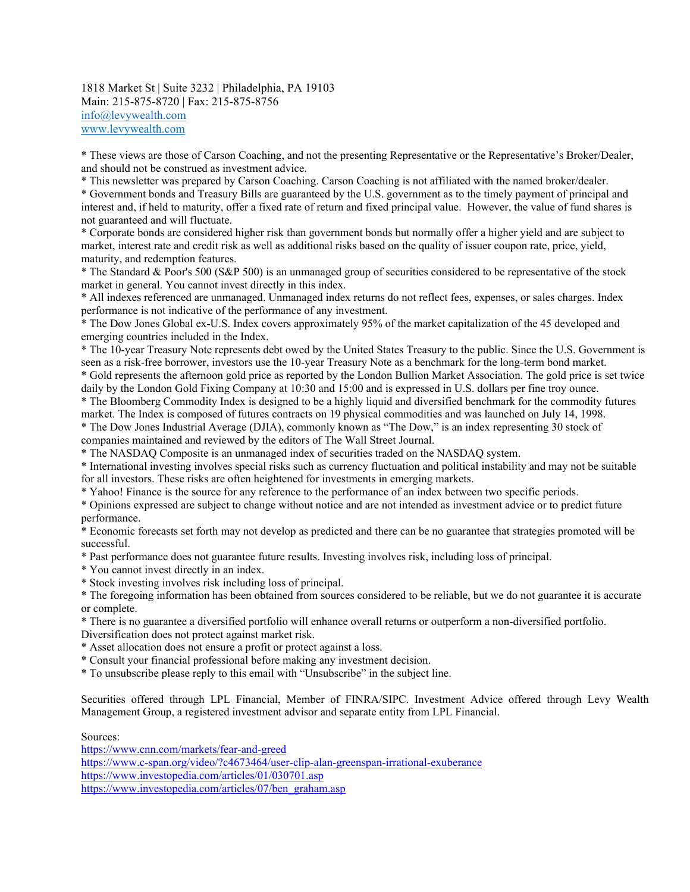1818 Market St | Suite 3232 | Philadelphia, PA 19103
Main: 215-875-8720 | Fax: 215-875-8756
[info@levywealth.com](mailto:info@levywealth.com)
[www.levywealth.com](http://www.levywealth.com)

* These views are those of Carson Coaching, and not the presenting Representative or the Representative's Broker/Dealer, and should not be construed as investment advice.
* This newsletter was prepared by Carson Coaching. Carson Coaching is not affiliated with the named broker/dealer.
* Government bonds and Treasury Bills are guaranteed by the U.S. government as to the timely payment of principal and interest and, if held to maturity, offer a fixed rate of return and fixed principal value. However, the value of fund shares is not guaranteed and will fluctuate.
* Corporate bonds are considered higher risk than government bonds but normally offer a higher yield and are subject to market, interest rate and credit risk as well as additional risks based on the quality of issuer coupon rate, price, yield, maturity, and redemption features.
* The Standard & Poor's 500 (S&P 500) is an unmanaged group of securities considered to be representative of the stock market in general. You cannot invest directly in this index.
* All indexes referenced are unmanaged. Unmanaged index returns do not reflect fees, expenses, or sales charges. Index performance is not indicative of the performance of any investment.
* The Dow Jones Global ex-U.S. Index covers approximately 95% of the market capitalization of the 45 developed and emerging countries included in the Index.
* The 10-year Treasury Note represents debt owed by the United States Treasury to the public. Since the U.S. Government is seen as a risk-free borrower, investors use the 10-year Treasury Note as a benchmark for the long-term bond market.
* Gold represents the afternoon gold price as reported by the London Bullion Market Association. The gold price is set twice daily by the London Gold Fixing Company at 10:30 and 15:00 and is expressed in U.S. dollars per fine troy ounce.
* The Bloomberg Commodity Index is designed to be a highly liquid and diversified benchmark for the commodity futures market. The Index is composed of futures contracts on 19 physical commodities and was launched on July 14, 1998.
* The Dow Jones Industrial Average (DJIA), commonly known as "The Dow," is an index representing 30 stock of companies maintained and reviewed by the editors of The Wall Street Journal.
* The NASDAQ Composite is an unmanaged index of securities traded on the NASDAQ system.
* International investing involves special risks such as currency fluctuation and political instability and may not be suitable for all investors. These risks are often heightened for investments in emerging markets.
* Yahoo! Finance is the source for any reference to the performance of an index between two specific periods.
* Opinions expressed are subject to change without notice and are not intended as investment advice or to predict future performance.
* Economic forecasts set forth may not develop as predicted and there can be no guarantee that strategies promoted will be successful.
* Past performance does not guarantee future results. Investing involves risk, including loss of principal.
* You cannot invest directly in an index.
* Stock investing involves risk including loss of principal.
* The foregoing information has been obtained from sources considered to be reliable, but we do not guarantee it is accurate or complete.
* There is no guarantee a diversified portfolio will enhance overall returns or outperform a non-diversified portfolio. Diversification does not protect against market risk.
* Asset allocation does not ensure a profit or protect against a loss.
* Consult your financial professional before making any investment decision.
* To unsubscribe please reply to this email with "Unsubscribe" in the subject line.

Securities offered through LPL Financial, Member of FINRA/SIPC. Investment Advice offered through Levy Wealth Management Group, a registered investment advisor and separate entity from LPL Financial.

Sources:
https://www.cnn.com/markets/fear-and-greed
https://www.c-span.org/video/?c4673464/user-clip-alan-greenspan-irrational-exuberance
https://www.investopedia.com/articles/01/030701.asp
https://www.investopedia.com/articles/07/ben_graham.asp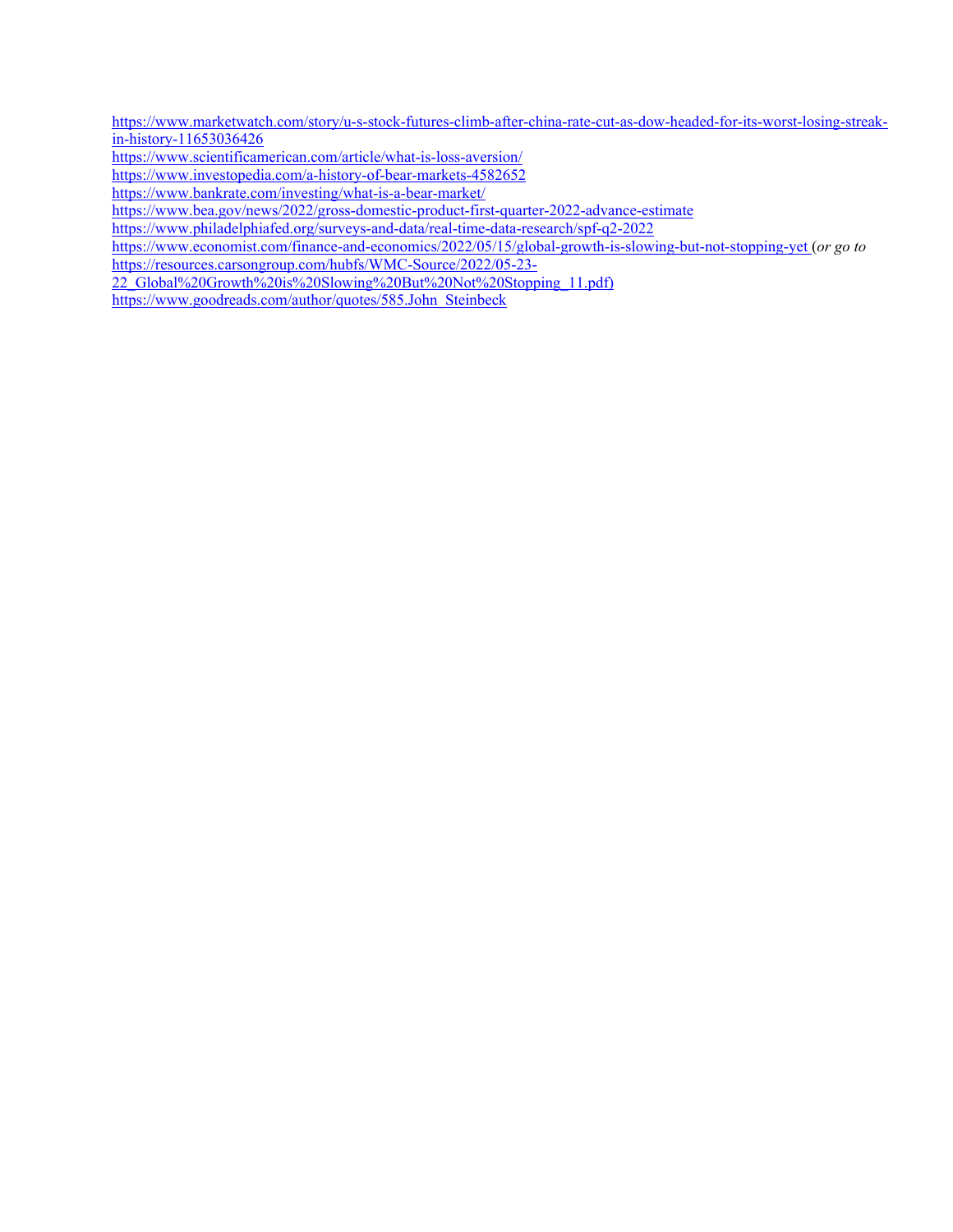https://www.marketwatch.com/story/u-s-stock-futures-climb-after-china-rate-cut-as-dow-headed-for-its-worst-losing-streak-in-history-11653036426
https://www.scientificamerican.com/article/what-is-loss-aversion/
https://www.investopedia.com/a-history-of-bear-markets-4582652
https://www.bankrate.com/investing/what-is-a-bear-market/
https://www.bea.gov/news/2022/gross-domestic-product-first-quarter-2022-advance-estimate
https://www.philadelphiafed.org/surveys-and-data/real-time-data-research/spf-q2-2022
https://www.economist.com/finance-and-economics/2022/05/15/global-growth-is-slowing-but-not-stopping-yet (*or go to* https://resources.carsongroup.com/hubfs/WMC-Source/2022/05-23-22_Global%20Growth%20is%20Slowing%20But%20Not%20Stopping_11.pdf)
https://www.goodreads.com/author/quotes/585.John_Steinbeck